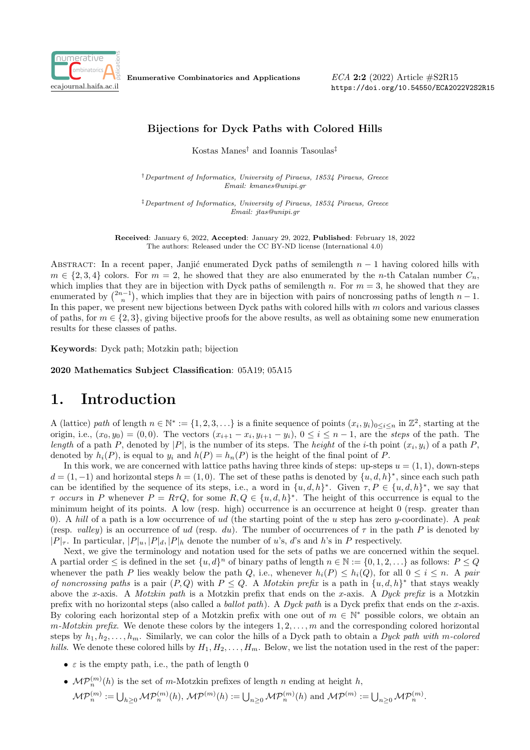# Bijections for Dyck Paths with Colored Hills

Kostas Manes[†] and Ioannis Tasoulas[‡]

[†]*Department of Informatics, University of Piraeus, 18534 Piraeus, Greece*
*Email: kmanes@unipi.gr*

[‡]*Department of Informatics, University of Piraeus, 18534 Piraeus, Greece*
*Email: jtas@unipi.gr*

**Received**: January 6, 2022, **Accepted**: January 29, 2022, **Published**: February 18, 2022
The authors: Released under the CC BY-ND license (International 4.0)

Abstract: In a recent paper, Janjić enumerated Dyck paths of semilength $n-1$ having colored hills with $m \in \{2,3,4\}$ colors. For $m=2$, he showed that they are also enumerated by the $n$-th Catalan number $C_n$, which implies that they are in bijection with Dyck paths of semilength $n$. For $m=3$, he showed that they are enumerated by $\binom{2n-1}{n}$, which implies that they are in bijection with pairs of noncrossing paths of length $n-1$. In this paper, we present new bijections between Dyck paths with colored hills with $m$ colors and various classes of paths, for $m \in \{2,3\}$, giving bijective proofs for the above results, as well as obtaining some new enumeration results for these classes of paths.

**Keywords**: Dyck path; Motzkin path; bijection

**2020 Mathematics Subject Classification**: 05A19; 05A15

# 1. Introduction

A (lattice) *path* of length $n \in \mathbb{N}^* := \{1,2,3,\ldots\}$ is a finite sequence of points $(x_i, y_i)_{0 \le i \le n}$ in $\mathbb{Z}^2$, starting at the origin, i.e., $(x_0, y_0) = (0,0)$. The vectors $(x_{i+1} - x_i, y_{i+1} - y_i)$, $0 \le i \le n-1$, are the *steps* of the path. The *length* of a path $P$, denoted by $|P|$, is the number of its steps. The *height* of the $i$-th point $(x_i, y_i)$ of a path $P$, denoted by $h_i(P)$, is equal to $y_i$ and $h(P) = h_n(P)$ is the height of the final point of $P$.

In this work, we are concerned with lattice paths having three kinds of steps: up-steps $u = (1,1)$, down-steps $d = (1,-1)$ and horizontal steps $h = (1,0)$. The set of these paths is denoted by $\{u,d,h\}^*$, since each such path can be identified by the sequence of its steps, i.e., a word in $\{u,d,h\}^*$. Given $\tau, P \in \{u,d,h\}^*$, we say that $\tau$ *occurs* in $P$ whenever $P = R\tau Q$, for some $R, Q \in \{u,d,h\}^*$. The height of this occurrence is equal to the minimum height of its points. A low (resp. high) occurrence is an occurrence at height 0 (resp. greater than 0). A *hill* of a path is a low occurrence of $ud$ (the starting point of the $u$ step has zero $y$-coordinate). A *peak* (resp. *valley*) is an occurrence of $ud$ (resp. $du$). The number of occurrences of $\tau$ in the path $P$ is denoted by $|P|_\tau$. In particular, $|P|_u, |P|_d, |P|_h$ denote the number of $u$'s, $d$'s and $h$'s in $P$ respectively.

Next, we give the terminology and notation used for the sets of paths we are concerned within the sequel. A partial order $\le$ is defined in the set $\{u,d\}^n$ of binary paths of length $n \in \mathbb{N} := \{0,1,2,\ldots\}$ as follows: $P \le Q$ whenever the path $P$ lies weakly below the path $Q$, i.e., whenever $h_i(P) \le h_i(Q)$, for all $0 \le i \le n$. A *pair of noncrossing paths* is a pair $(P,Q)$ with $P \le Q$. A *Motzkin prefix* is a path in $\{u,d,h\}^*$ that stays weakly above the $x$-axis. A *Motzkin path* is a Motzkin prefix that ends on the $x$-axis. A *Dyck prefix* is a Motzkin prefix with no horizontal steps (also called a *ballot path*). A *Dyck path* is a Dyck prefix that ends on the $x$-axis. By coloring each horizontal step of a Motzkin prefix with one out of $m \in \mathbb{N}^*$ possible colors, we obtain an *$m$-Motzkin prefix*. We denote these colors by the integers $1,2,\ldots,m$ and the corresponding colored horizontal steps by $h_1, h_2, \ldots, h_m$. Similarly, we can color the hills of a Dyck path to obtain a *Dyck path with $m$-colored hills*. We denote these colored hills by $H_1, H_2, \ldots, H_m$. Below, we list the notation used in the rest of the paper:

- $\varepsilon$ is the empty path, i.e., the path of length 0
- $\mathcal{MP}_n^{(m)}(h)$ is the set of $m$-Motzkin prefixes of length $n$ ending at height $h$,
  $\mathcal{MP}_n^{(m)} := \bigcup_{h \ge 0} \mathcal{MP}_n^{(m)}(h)$, $\mathcal{MP}^{(m)}(h) := \bigcup_{n \ge 0} \mathcal{MP}_n^{(m)}(h)$ and $\mathcal{MP}^{(m)} := \bigcup_{n \ge 0} \mathcal{MP}_n^{(m)}$.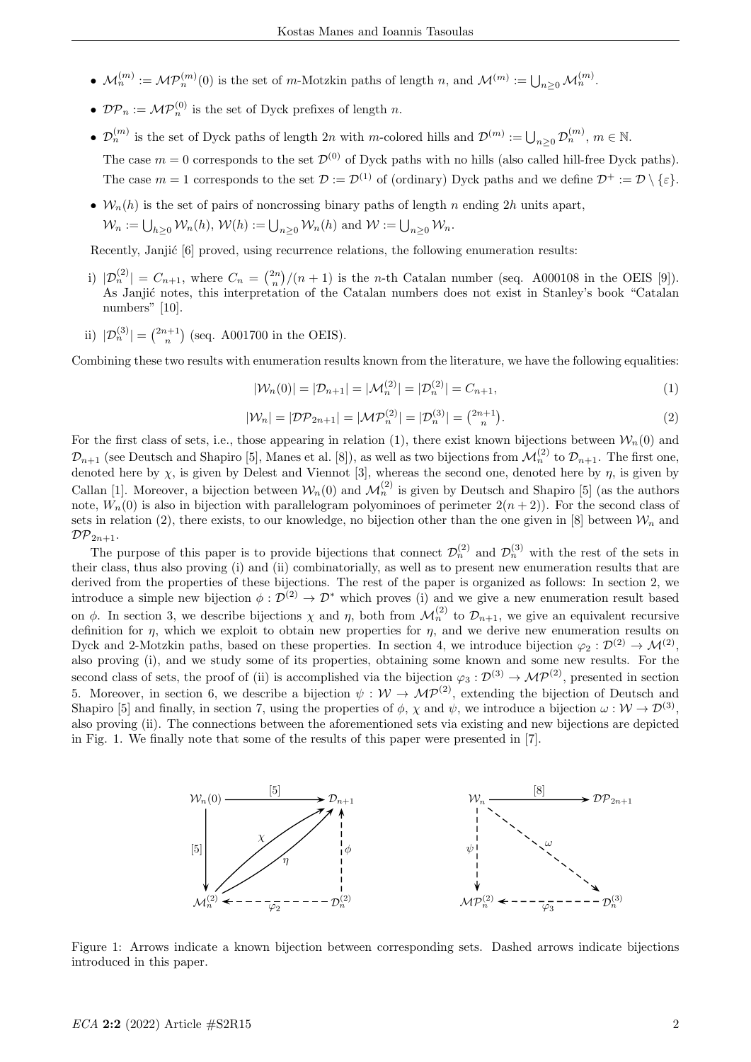- $\mathcal{M}_n^{(m)} := \mathcal{MP}_n^{(m)}(0)$ is the set of $m$-Motzkin paths of length $n$, and $\mathcal{M}^{(m)} := \bigcup_{n\geq 0} \mathcal{M}_n^{(m)}$.
- $\mathcal{DP}_n := \mathcal{MP}_n^{(0)}$ is the set of Dyck prefixes of length $n$.
- $\mathcal{D}_n^{(m)}$ is the set of Dyck paths of length $2n$ with $m$-colored hills and $\mathcal{D}^{(m)} := \bigcup_{n\geq 0} \mathcal{D}_n^{(m)}$, $m \in \mathbb{N}$.

  The case $m = 0$ corresponds to the set $\mathcal{D}^{(0)}$ of Dyck paths with no hills (also called hill-free Dyck paths). The case $m = 1$ corresponds to the set $\mathcal{D} := \mathcal{D}^{(1)}$ of (ordinary) Dyck paths and we define $\mathcal{D}^+ := \mathcal{D} \setminus \{\varepsilon\}$.
- $\mathcal{W}_n(h)$ is the set of pairs of noncrossing binary paths of length $n$ ending $2h$ units apart, $\mathcal{W}_n := \bigcup_{h\geq 0} \mathcal{W}_n(h)$, $\mathcal{W}(h) := \bigcup_{n\geq 0} \mathcal{W}_n(h)$ and $\mathcal{W} := \bigcup_{n\geq 0} \mathcal{W}_n$.

Recently, Janjić [6] proved, using recurrence relations, the following enumeration results:

i) $|\mathcal{D}_n^{(2)}| = C_{n+1}$, where $C_n = \binom{2n}{n}/(n+1)$ is the $n$-th Catalan number (seq. A000108 in the OEIS [9]). As Janjić notes, this interpretation of the Catalan numbers does not exist in Stanley's book "Catalan numbers" [10].

ii) $|\mathcal{D}_n^{(3)}| = \binom{2n+1}{n}$ (seq. A001700 in the OEIS).

Combining these two results with enumeration results known from the literature, we have the following equalities:

$$|\mathcal{W}_n(0)| = |\mathcal{D}_{n+1}| = |\mathcal{M}_n^{(2)}| = |\mathcal{D}_n^{(2)}| = C_{n+1}, \tag{1}$$

$$|\mathcal{W}_n| = |\mathcal{DP}_{2n+1}| = |\mathcal{MP}_n^{(2)}| = |\mathcal{D}_n^{(3)}| = \binom{2n+1}{n}. \tag{2}$$

For the first class of sets, i.e., those appearing in relation (1), there exist known bijections between $\mathcal{W}_n(0)$ and $\mathcal{D}_{n+1}$ (see Deutsch and Shapiro [5], Manes et al. [8]), as well as two bijections from $\mathcal{M}_n^{(2)}$ to $\mathcal{D}_{n+1}$. The first one, denoted here by $\chi$, is given by Delest and Viennot [3], whereas the second one, denoted here by $\eta$, is given by Callan [1]. Moreover, a bijection between $\mathcal{W}_n(0)$ and $\mathcal{M}_n^{(2)}$ is given by Deutsch and Shapiro [5] (as the authors note, $W_n(0)$ is also in bijection with parallelogram polyominoes of perimeter $2(n+2)$). For the second class of sets in relation (2), there exists, to our knowledge, no bijection other than the one given in [8] between $\mathcal{W}_n$ and $\mathcal{DP}_{2n+1}$.

The purpose of this paper is to provide bijections that connect $\mathcal{D}_n^{(2)}$ and $\mathcal{D}_n^{(3)}$ with the rest of the sets in their class, thus also proving (i) and (ii) combinatorially, as well as to present new enumeration results that are derived from the properties of these bijections. The rest of the paper is organized as follows: In section 2, we introduce a simple new bijection $\phi : \mathcal{D}^{(2)} \to \mathcal{D}^*$ which proves (i) and we give a new enumeration result based on $\phi$. In section 3, we describe bijections $\chi$ and $\eta$, both from $\mathcal{M}_n^{(2)}$ to $\mathcal{D}_{n+1}$, we give an equivalent recursive definition for $\eta$, which we exploit to obtain new properties for $\eta$, and we derive new enumeration results on Dyck and 2-Motzkin paths, based on these properties. In section 4, we introduce bijection $\varphi_2 : \mathcal{D}^{(2)} \to \mathcal{M}^{(2)}$, also proving (i), and we study some of its properties, obtaining some known and some new results. For the second class of sets, the proof of (ii) is accomplished via the bijection $\varphi_3 : \mathcal{D}^{(3)} \to \mathcal{MP}^{(2)}$, presented in section 5. Moreover, in section 6, we describe a bijection $\psi : \mathcal{W} \to \mathcal{MP}^{(2)}$, extending the bijection of Deutsch and Shapiro [5] and finally, in section 7, using the properties of $\phi$, $\chi$ and $\psi$, we introduce a bijection $\omega : \mathcal{W} \to \mathcal{D}^{(3)}$, also proving (ii). The connections between the aforementioned sets via existing and new bijections are depicted in Fig. 1. We finally note that some of the results of this paper were presented in [7].

Figure 1: Arrows indicate a known bijection between corresponding sets. Dashed arrows indicate bijections introduced in this paper.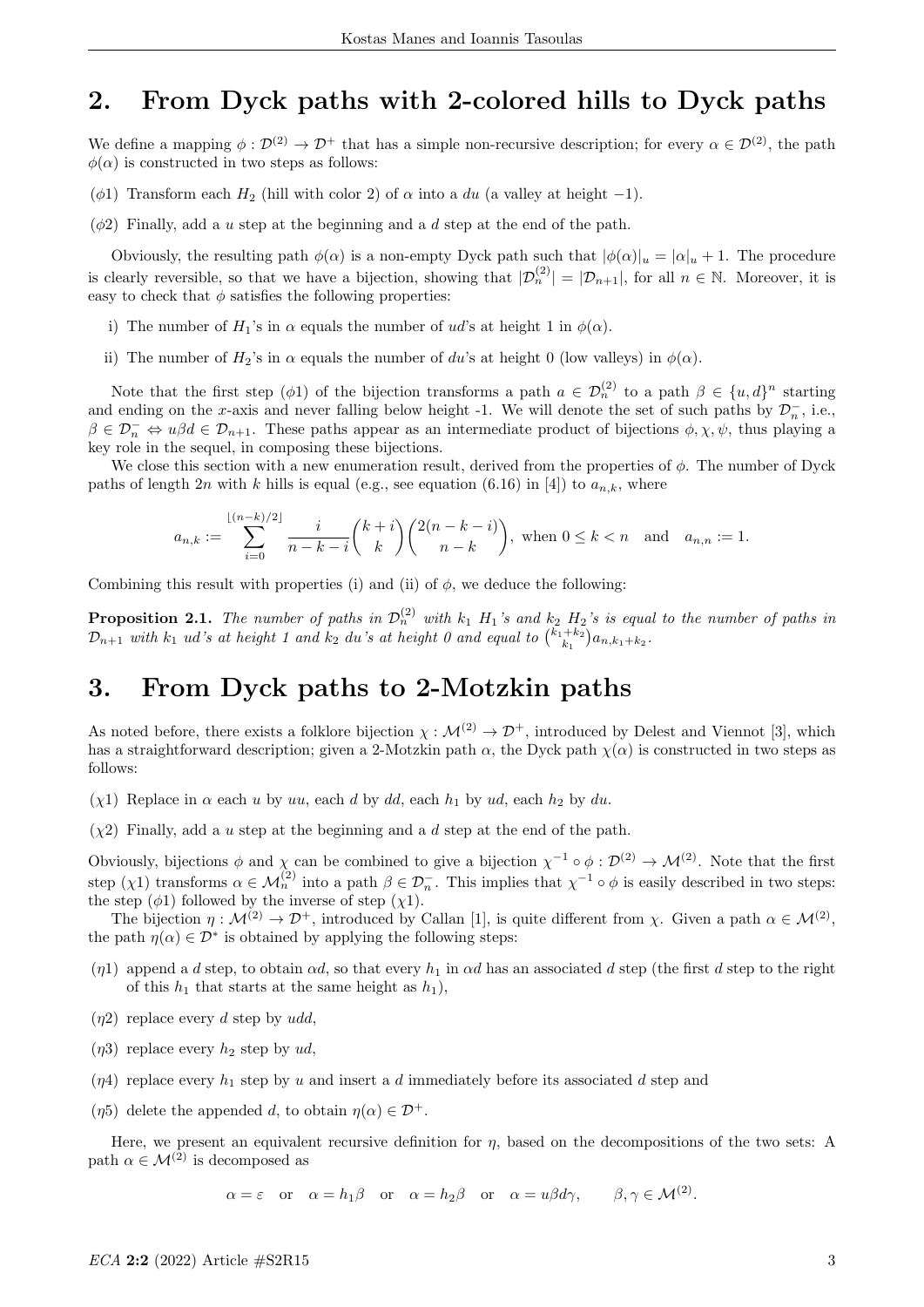## 2. From Dyck paths with 2-colored hills to Dyck paths

We define a mapping $\phi : \mathcal{D}^{(2)} \to \mathcal{D}^{+}$ that has a simple non-recursive description; for every $\alpha \in \mathcal{D}^{(2)}$, the path $\phi(\alpha)$ is constructed in two steps as follows:

($\phi 1$) Transform each $H_2$ (hill with color 2) of $\alpha$ into a $du$ (a valley at height $-1$).

($\phi 2$) Finally, add a $u$ step at the beginning and a $d$ step at the end of the path.

Obviously, the resulting path $\phi(\alpha)$ is a non-empty Dyck path such that $|\phi(\alpha)|_u = |\alpha|_u + 1$. The procedure is clearly reversible, so that we have a bijection, showing that $|\mathcal{D}_n^{(2)}| = |\mathcal{D}_{n+1}|$, for all $n \in \mathbb{N}$. Moreover, it is easy to check that $\phi$ satisfies the following properties:

i) The number of $H_1$'s in $\alpha$ equals the number of $ud$'s at height 1 in $\phi(\alpha)$.

ii) The number of $H_2$'s in $\alpha$ equals the number of $du$'s at height 0 (low valleys) in $\phi(\alpha)$.

Note that the first step ($\phi 1$) of the bijection transforms a path $a \in \mathcal{D}_n^{(2)}$ to a path $\beta \in \{u, d\}^n$ starting and ending on the $x$-axis and never falling below height -1. We will denote the set of such paths by $\mathcal{D}_n^{-}$, i.e., $\beta \in \mathcal{D}_n^{-} \Leftrightarrow u\beta d \in \mathcal{D}_{n+1}$. These paths appear as an intermediate product of bijections $\phi, \chi, \psi$, thus playing a key role in the sequel, in composing these bijections.

We close this section with a new enumeration result, derived from the properties of $\phi$. The number of Dyck paths of length $2n$ with $k$ hills is equal (e.g., see equation (6.16) in [4]) to $a_{n,k}$, where

$$a_{n,k} := \sum_{i=0}^{\lfloor (n-k)/2 \rfloor} \frac{i}{n-k-i} \binom{k+i}{k} \binom{2(n-k-i)}{n-k}, \text{ when } 0 \le k < n \quad \text{and} \quad a_{n,n} := 1.$$

Combining this result with properties (i) and (ii) of $\phi$, we deduce the following:

**Proposition 2.1.** *The number of paths in $\mathcal{D}_n^{(2)}$ with $k_1$ $H_1$'s and $k_2$ $H_2$'s is equal to the number of paths in $\mathcal{D}_{n+1}$ with $k_1$ $ud$'s at height 1 and $k_2$ $du$'s at height 0 and equal to $\binom{k_1+k_2}{k_1} a_{n,k_1+k_2}$.*

## 3. From Dyck paths to 2-Motzkin paths

As noted before, there exists a folklore bijection $\chi : \mathcal{M}^{(2)} \to \mathcal{D}^{+}$, introduced by Delest and Viennot [3], which has a straightforward description; given a 2-Motzkin path $\alpha$, the Dyck path $\chi(\alpha)$ is constructed in two steps as follows:

($\chi 1$) Replace in $\alpha$ each $u$ by $uu$, each $d$ by $dd$, each $h_1$ by $ud$, each $h_2$ by $du$.

($\chi 2$) Finally, add a $u$ step at the beginning and a $d$ step at the end of the path.

Obviously, bijections $\phi$ and $\chi$ can be combined to give a bijection $\chi^{-1} \circ \phi : \mathcal{D}^{(2)} \to \mathcal{M}^{(2)}$. Note that the first step ($\chi 1$) transforms $\alpha \in \mathcal{M}_n^{(2)}$ into a path $\beta \in \mathcal{D}_n^{-}$. This implies that $\chi^{-1} \circ \phi$ is easily described in two steps: the step ($\phi 1$) followed by the inverse of step ($\chi 1$).

The bijection $\eta : \mathcal{M}^{(2)} \to \mathcal{D}^{+}$, introduced by Callan [1], is quite different from $\chi$. Given a path $\alpha \in \mathcal{M}^{(2)}$, the path $\eta(\alpha) \in \mathcal{D}^{*}$ is obtained by applying the following steps:

($\eta 1$) append a $d$ step, to obtain $\alpha d$, so that every $h_1$ in $\alpha d$ has an associated $d$ step (the first $d$ step to the right of this $h_1$ that starts at the same height as $h_1$),

($\eta 2$) replace every $d$ step by $udd$,

($\eta 3$) replace every $h_2$ step by $ud$,

($\eta 4$) replace every $h_1$ step by $u$ and insert a $d$ immediately before its associated $d$ step and

($\eta 5$) delete the appended $d$, to obtain $\eta(\alpha) \in \mathcal{D}^{+}$.

Here, we present an equivalent recursive definition for $\eta$, based on the decompositions of the two sets: A path $\alpha \in \mathcal{M}^{(2)}$ is decomposed as

$$\alpha = \varepsilon \quad \text{or} \quad \alpha = h_1\beta \quad \text{or} \quad \alpha = h_2\beta \quad \text{or} \quad \alpha = u\beta d\gamma, \qquad \beta, \gamma \in \mathcal{M}^{(2)}.$$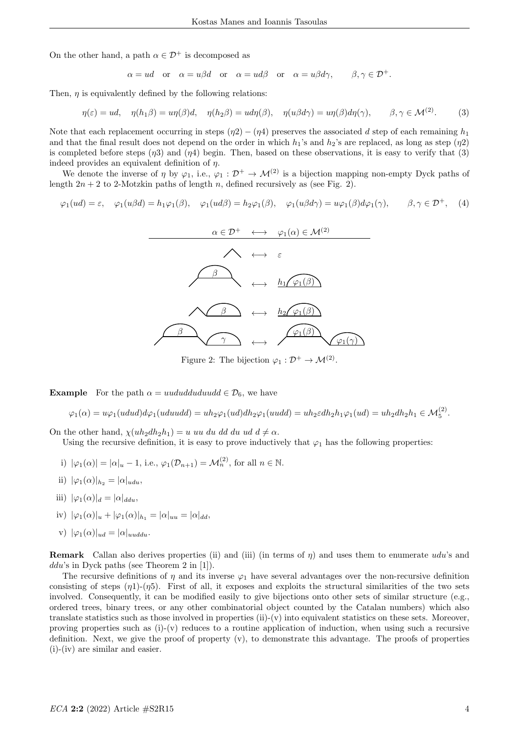On the other hand, a path $\alpha \in \mathcal{D}^+$ is decomposed as

$$\alpha = ud \quad \text{or} \quad \alpha = u\beta d \quad \text{or} \quad \alpha = ud\beta \quad \text{or} \quad \alpha = u\beta d\gamma, \qquad \beta, \gamma \in \mathcal{D}^+.$$

Then, $\eta$ is equivalently defined by the following relations:

$$\eta(\varepsilon) = ud, \quad \eta(h_1\beta) = u\eta(\beta)d, \quad \eta(h_2\beta) = ud\eta(\beta), \quad \eta(u\beta d\gamma) = u\eta(\beta)d\eta(\gamma), \qquad \beta, \gamma \in \mathcal{M}^{(2)}. \tag{3}$$

Note that each replacement occurring in steps $(\eta 2)$ – $(\eta 4)$ preserves the associated $d$ step of each remaining $h_1$ and that the final result does not depend on the order in which $h_1$'s and $h_2$'s are replaced, as long as step $(\eta 2)$ is completed before steps $(\eta 3)$ and $(\eta 4)$ begin. Then, based on these observations, it is easy to verify that (3) indeed provides an equivalent definition of $\eta$.

We denote the inverse of $\eta$ by $\varphi_1$, i.e., $\varphi_1 : \mathcal{D}^+ \to \mathcal{M}^{(2)}$ is a bijection mapping non-empty Dyck paths of length $2n+2$ to 2-Motzkin paths of length $n$, defined recursively as (see Fig. 2).

$$\varphi_1(ud) = \varepsilon, \quad \varphi_1(u\beta d) = h_1\varphi_1(\beta), \quad \varphi_1(ud\beta) = h_2\varphi_1(\beta), \quad \varphi_1(u\beta d\gamma) = u\varphi_1(\beta)d\varphi_1(\gamma), \qquad \beta, \gamma \in \mathcal{D}^+, \tag{4}$$

| $\alpha \in \mathcal{D}^+$ | $\longleftrightarrow$ | $\varphi_1(\alpha) \in \mathcal{M}^{(2)}$ |
|---|---|---|
| $ud$ | $\longleftrightarrow$ | $\varepsilon$ |
| $u\beta d$ | $\longleftrightarrow$ | $h_1\varphi_1(\beta)$ |
| $ud\beta$ | $\longleftrightarrow$ | $h_2\varphi_1(\beta)$ |
| $u\beta d\gamma$ | $\longleftrightarrow$ | $u\varphi_1(\beta)d\varphi_1(\gamma)$ |

Figure 2: The bijection $\varphi_1 : \mathcal{D}^+ \to \mathcal{M}^{(2)}$.

**Example** For the path $\alpha = uududduduudd \in \mathcal{D}_6$, we have

$$\varphi_1(\alpha) = u\varphi_1(udud)d\varphi_1(uduudd) = uh_2\varphi_1(ud)dh_2\varphi_1(uudd) = uh_2\varepsilon dh_2h_1\varphi_1(ud) = uh_2dh_2h_1 \in \mathcal{M}_5^{(2)}.$$

On the other hand, $\chi(uh_2dh_2h_1) = u\ uu\ du\ dd\ du\ ud\ d \neq \alpha$.

Using the recursive definition, it is easy to prove inductively that $\varphi_1$ has the following properties:

i) $|\varphi_1(\alpha)| = |\alpha|_u - 1$, i.e., $\varphi_1(\mathcal{D}_{n+1}) = \mathcal{M}_n^{(2)}$, for all $n \in \mathbb{N}$.

ii) $|\varphi_1(\alpha)|_{h_2} = |\alpha|_{udu}$,

iii) $|\varphi_1(\alpha)|_d = |\alpha|_{ddu}$,

iv) $|\varphi_1(\alpha)|_u + |\varphi_1(\alpha)|_{h_1} = |\alpha|_{uu} = |\alpha|_{dd}$,

v) $|\varphi_1(\alpha)|_{ud} = |\alpha|_{uuddu}$.

**Remark** Callan also derives properties (ii) and (iii) (in terms of $\eta$) and uses them to enumerate $udu$'s and $ddu$'s in Dyck paths (see Theorem 2 in [1]).

The recursive definitions of $\eta$ and its inverse $\varphi_1$ have several advantages over the non-recursive definition consisting of steps $(\eta 1)$-$(\eta 5)$. First of all, it exposes and exploits the structural similarities of the two sets involved. Consequently, it can be modified easily to give bijections onto other sets of similar structure (e.g., ordered trees, binary trees, or any other combinatorial object counted by the Catalan numbers) which also translate statistics such as those involved in properties (ii)-(v) into equivalent statistics on these sets. Moreover, proving properties such as (i)-(v) reduces to a routine application of induction, when using such a recursive definition. Next, we give the proof of property (v), to demonstrate this advantage. The proofs of properties (i)-(iv) are similar and easier.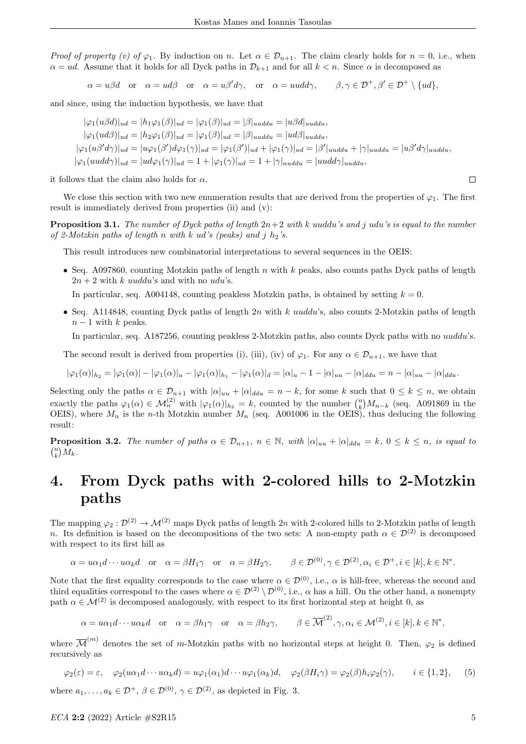*Proof of property (v) of $\varphi_1$.* By induction on $n$. Let $\alpha \in \mathcal{D}_{n+1}$. The claim clearly holds for $n = 0$, i.e., when $\alpha = ud$. Assume that it holds for all Dyck paths in $\mathcal{D}_{k+1}$ and for all $k < n$. Since $\alpha$ is decomposed as

$$\alpha = u\beta d \quad \text{or} \quad \alpha = ud\beta \quad \text{or} \quad \alpha = u\beta' d\gamma, \quad \text{or} \quad \alpha = uudd\gamma, \qquad \beta, \gamma \in \mathcal{D}^+, \beta' \in \mathcal{D}^+ \setminus \{ud\},$$

and since, using the induction hypothesis, we have that

$$|\varphi_1(u\beta d)|_{ud} = |h_1\varphi_1(\beta)|_{ud} = |\varphi_1(\beta)|_{ud} = |\beta|_{uuddu} = |u\beta d|_{uuddu},$$
$$|\varphi_1(ud\beta)|_{ud} = |h_2\varphi_1(\beta)|_{ud} = |\varphi_1(\beta)|_{ud} = |\beta|_{uuddu} = |ud\beta|_{uuddu},$$
$$|\varphi_1(u\beta' d\gamma)|_{ud} = |u\varphi_1(\beta')d\varphi_1(\gamma)|_{ud} = |\varphi_1(\beta')|_{ud} + |\varphi_1(\gamma)|_{ud} = |\beta'|_{uuddu} + |\gamma|_{uuddu} = |u\beta' d\gamma|_{uuddu},$$
$$|\varphi_1(uudd\gamma)|_{ud} = |ud\varphi_1(\gamma)|_{ud} = 1 + |\varphi_1(\gamma)|_{ud} = 1 + |\gamma|_{uuddu} = |uudd\gamma|_{uuddu},$$

it follows that the claim also holds for $\alpha$. $\square$

We close this section with two new enumeration results that are derived from the properties of $\varphi_1$. The first result is immediately derived from properties (ii) and (v):

**Proposition 3.1.** *The number of Dyck paths of length $2n+2$ with $k$ uuddu's and $j$ udu's is equal to the number of 2-Motzkin paths of length $n$ with $k$ ud's (peaks) and $j$ $h_2$'s.*

This result introduces new combinatorial interpretations to several sequences in the OEIS:

- Seq. A097860, counting Motzkin paths of length $n$ with $k$ peaks, also counts paths Dyck paths of length $2n+2$ with $k$ *uuddu*'s and with no *udu*'s.

  In particular, seq. A004148, counting peakless Motzkin paths, is obtained by setting $k = 0$.

- Seq. A114848, counting Dyck paths of length $2n$ with $k$ *uuddu*'s, also counts 2-Motzkin paths of length $n-1$ with $k$ peaks.

  In particular, seq. A187256, counting peakless 2-Motzkin paths, also counts Dyck paths with no *uuddu*'s.

The second result is derived from properties (i), (iii), (iv) of $\varphi_1$. For any $\alpha \in \mathcal{D}_{n+1}$, we have that

$$|\varphi_1(\alpha)|_{h_2} = |\varphi_1(\alpha)| - |\varphi_1(\alpha)|_u - |\varphi_1(\alpha)|_{h_1} - |\varphi_1(\alpha)|_d = |\alpha|_u - 1 - |\alpha|_{uu} - |\alpha|_{ddu} = n - |\alpha|_{uu} - |\alpha|_{ddu}.$$

Selecting only the paths $\alpha \in \mathcal{D}_{n+1}$ with $|\alpha|_{uu} + |\alpha|_{ddu} = n - k$, for some $k$ such that $0 \leq k \leq n$, we obtain exactly the paths $\varphi_1(\alpha) \in \mathcal{M}_n^{(2)}$ with $|\varphi_1(\alpha)|_{h_2} = k$, counted by the number $\binom{n}{k} M_{n-k}$ (seq. A091869 in the OEIS), where $M_n$ is the $n$-th Motzkin number $M_n$ (seq. A001006 in the OEIS), thus deducing the following result:

**Proposition 3.2.** *The number of paths $\alpha \in \mathcal{D}_{n+1}$, $n \in \mathbb{N}$, with $|\alpha|_{uu} + |\alpha|_{ddu} = k$, $0 \leq k \leq n$, is equal to $\binom{n}{k} M_k$.*

# 4. From Dyck paths with 2-colored hills to 2-Motzkin paths

The mapping $\varphi_2 : \mathcal{D}^{(2)} \to \mathcal{M}^{(2)}$ maps Dyck paths of length $2n$ with 2-colored hills to 2-Motzkin paths of length $n$. Its definition is based on the decompositions of the two sets: A non-empty path $\alpha \in \mathcal{D}^{(2)}$ is decomposed with respect to its first hill as

$$\alpha = u\alpha_1 d \cdots u\alpha_k d \quad \text{or} \quad \alpha = \beta H_1 \gamma \quad \text{or} \quad \alpha = \beta H_2 \gamma, \qquad \beta \in \mathcal{D}^{(0)}, \gamma \in \mathcal{D}^{(2)}, \alpha_i \in \mathcal{D}^+, i \in [k], k \in \mathbb{N}^*.$$

Note that the first equality corresponds to the case where $\alpha \in \mathcal{D}^{(0)}$, i.e., $\alpha$ is hill-free, whereas the second and third equalities correspond to the cases where $\alpha \in \mathcal{D}^{(2)} \setminus \mathcal{D}^{(0)}$, i.e., $\alpha$ has a hill. On the other hand, a nonempty path $\alpha \in \mathcal{M}^{(2)}$ is decomposed analogously, with respect to its first horizontal step at height 0, as

$$\alpha = u\alpha_1 d \cdots u\alpha_k d \quad \text{or} \quad \alpha = \beta h_1 \gamma \quad \text{or} \quad \alpha = \beta h_2 \gamma, \qquad \beta \in \overline{\mathcal{M}}^{(2)}, \gamma, \alpha_i \in \mathcal{M}^{(2)}, i \in [k], k \in \mathbb{N}^*,$$

where $\overline{\mathcal{M}}^{(m)}$ denotes the set of $m$-Motzkin paths with no horizontal steps at height 0. Then, $\varphi_2$ is defined recursively as

$$\varphi_2(\varepsilon) = \varepsilon, \quad \varphi_2(u\alpha_1 d \cdots u\alpha_k d) = u\varphi_1(\alpha_1)d \cdots u\varphi_1(\alpha_k)d, \quad \varphi_2(\beta H_i \gamma) = \varphi_2(\beta) h_i \varphi_2(\gamma), \qquad i \in \{1, 2\}, \tag{5}$$

where $a_1, \ldots, a_k \in \mathcal{D}^+$, $\beta \in \mathcal{D}^{(0)}$, $\gamma \in \mathcal{D}^{(2)}$, as depicted in Fig. 3.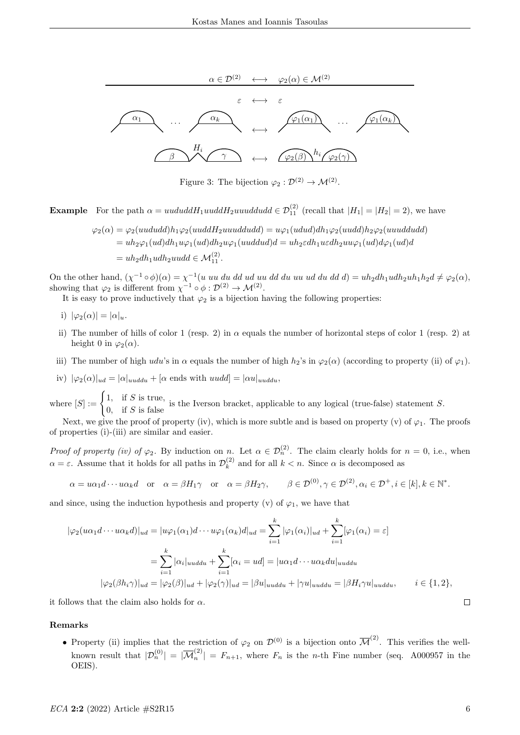| $\alpha \in \mathcal{D}^{(2)}$ | $\longleftrightarrow$ | $\varphi_2(\alpha) \in \mathcal{M}^{(2)}$ |
|---|---|---|
| $\varepsilon$ | $\longleftrightarrow$ | $\varepsilon$ |
| $\alpha_1 \; \cdots \; \alpha_k$ | $\longleftrightarrow$ | $\varphi_1(\alpha_1) \; \cdots \; \varphi_1(\alpha_k)$ |
| $\beta \; H_i \; \gamma$ | $\longleftrightarrow$ | $\varphi_2(\beta) \; h_i \; \varphi_2(\gamma)$ |

Figure 3: The bijection $\varphi_2 : \mathcal{D}^{(2)} \to \mathcal{M}^{(2)}$.

**Example** For the path $\alpha = ududdH_1uuddH_2uuuddudd \in \mathcal{D}_{11}^{(2)}$ (recall that $|H_1| = |H_2| = 2$), we have

$$
\begin{aligned}
\varphi_2(\alpha) &= \varphi_2(ududd)h_1\varphi_2(uuddH_2uuuddudd) = u\varphi_1(udud)dh_1\varphi_2(uudd)h_2\varphi_2(uuuddudd) \\
&= uh_2\varphi_1(ud)dh_1u\varphi_1(ud)dh_2u\varphi_1(uuddud)d = uh_2\varepsilon dh_1u\varepsilon dh_2uu\varphi_1(ud)d\varphi_1(ud)d \\
&= uh_2dh_1udh_2uudd \in \mathcal{M}_{11}^{(2)}.
\end{aligned}
$$

On the other hand, $(\chi^{-1} \circ \phi)(\alpha) = \chi^{-1}(u\ uu\ du\ dd\ ud\ uu\ dd\ du\ uu\ ud\ du\ dd\ d) = uh_2dh_1udh_2uh_1h_2d \neq \varphi_2(\alpha)$, showing that $\varphi_2$ is different from $\chi^{-1} \circ \phi : \mathcal{D}^{(2)} \to \mathcal{M}^{(2)}$.

It is easy to prove inductively that $\varphi_2$ is a bijection having the following properties:

i) $|\varphi_2(\alpha)| = |\alpha|_u$.

ii) The number of hills of color 1 (resp. 2) in $\alpha$ equals the number of horizontal steps of color 1 (resp. 2) at height 0 in $\varphi_2(\alpha)$.

iii) The number of high $udu$'s in $\alpha$ equals the number of high $h_2$'s in $\varphi_2(\alpha)$ (according to property (ii) of $\varphi_1$).

iv) $|\varphi_2(\alpha)|_{ud} = |\alpha|_{uuddu} + [\alpha \text{ ends with } uudd] = |\alpha u|_{uuddu}$,

where $[S] := \begin{cases} 1, & \text{if } S \text{ is true,} \\ 0, & \text{if } S \text{ is false} \end{cases}$ is the Iverson bracket, applicable to any logical (true-false) statement $S$.

Next, we give the proof of property (iv), which is more subtle and is based on property (v) of $\varphi_1$. The proofs of properties (i)-(iii) are similar and easier.

*Proof of property (iv) of* $\varphi_2$. By induction on $n$. Let $\alpha \in \mathcal{D}_n^{(2)}$. The claim clearly holds for $n = 0$, i.e., when $\alpha = \varepsilon$. Assume that it holds for all paths in $\mathcal{D}_k^{(2)}$ and for all $k < n$. Since $\alpha$ is decomposed as

$$
\alpha = u\alpha_1d \cdots u\alpha_kd \quad \text{or} \quad \alpha = \beta H_1\gamma \quad \text{or} \quad \alpha = \beta H_2\gamma, \qquad \beta \in \mathcal{D}^{(0)}, \gamma \in \mathcal{D}^{(2)}, \alpha_i \in \mathcal{D}^+, i \in [k], k \in \mathbb{N}^*.
$$

and since, using the induction hypothesis and property (v) of $\varphi_1$, we have that

$$
\begin{aligned}
|\varphi_2(u\alpha_1d \cdots u\alpha_kd)|_{ud} &= |u\varphi_1(\alpha_1)d \cdots u\varphi_1(\alpha_k)d|_{ud} = \sum_{i=1}^{k} |\varphi_1(\alpha_i)|_{ud} + \sum_{i=1}^{k} [\varphi_1(\alpha_i) = \varepsilon] \\
&= \sum_{i=1}^{k} |\alpha_i|_{uuddu} + \sum_{i=1}^{k} [\alpha_i = ud] = |u\alpha_1d \cdots u\alpha_kdu|_{uuddu} \\
|\varphi_2(\beta h_i\gamma)|_{ud} &= |\varphi_2(\beta)|_{ud} + |\varphi_2(\gamma)|_{ud} = |\beta u|_{uuddu} + |\gamma u|_{uuddu} = |\beta H_i\gamma u|_{uuddu}, \qquad i \in \{1, 2\},
\end{aligned}
$$

it follows that the claim also holds for $\alpha$. $\square$

**Remarks**

- Property (ii) implies that the restriction of $\varphi_2$ on $\mathcal{D}^{(0)}$ is a bijection onto $\overline{\mathcal{M}}^{(2)}$. This verifies the well-known result that $|\mathcal{D}_n^{(0)}| = |\overline{\mathcal{M}}_n^{(2)}| = F_{n+1}$, where $F_n$ is the $n$-th Fine number (seq. A000957 in the OEIS).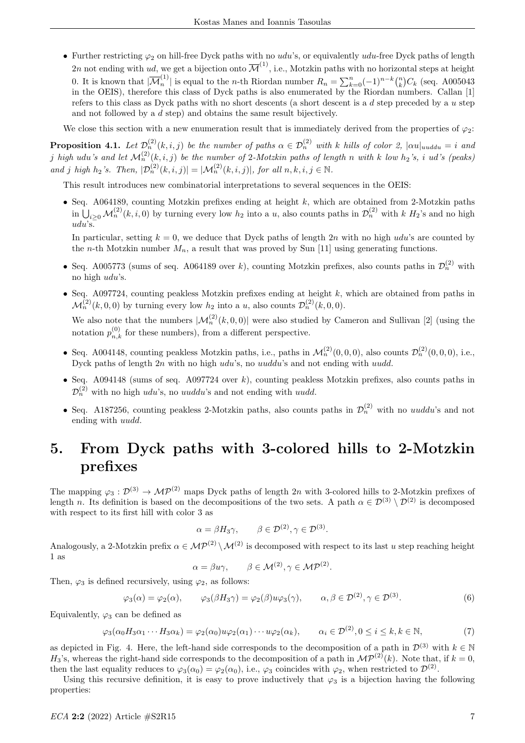- Further restricting $\varphi_2$ on hill-free Dyck paths with no $udu$'s, or equivalently $udu$-free Dyck paths of length $2n$ not ending with $ud$, we get a bijection onto $\overline{\mathcal{M}}^{(1)}$, i.e., Motzkin paths with no horizontal steps at height 0. It is known that $|\overline{\mathcal{M}}_n^{(1)}|$ is equal to the $n$-th Riordan number $R_n = \sum_{k=0}^{n}(-1)^{n-k}\binom{n}{k}C_k$ (seq. A005043 in the OEIS), therefore this class of Dyck paths is also enumerated by the Riordan numbers. Callan [1] refers to this class as Dyck paths with no short descents (a short descent is a $d$ step preceded by a $u$ step and not followed by a $d$ step) and obtains the same result bijectively.

We close this section with a new enumeration result that is immediately derived from the properties of $\varphi_2$:

**Proposition 4.1.** *Let $\mathcal{D}_n^{(2)}(k,i,j)$ be the number of paths $\alpha \in \mathcal{D}_n^{(2)}$ with $k$ hills of color 2, $|\alpha u|_{uuddu} = i$ and $j$ high udu's and let $\mathcal{M}_n^{(2)}(k,i,j)$ be the number of 2-Motzkin paths of length $n$ with $k$ low $h_2$'s, $i$ ud's (peaks) and $j$ high $h_2$'s. Then, $|\mathcal{D}_n^{(2)}(k,i,j)| = |\mathcal{M}_n^{(2)}(k,i,j)|$, for all $n,k,i,j \in \mathbb{N}$.*

This result introduces new combinatorial interpretations to several sequences in the OEIS:

- Seq. A064189, counting Motzkin prefixes ending at height $k$, which are obtained from 2-Motzkin paths in $\bigcup_{i \geq 0} \mathcal{M}_n^{(2)}(k,i,0)$ by turning every low $h_2$ into a $u$, also counts paths in $\mathcal{D}_n^{(2)}$ with $k$ $H_2$'s and no high $udu$'s.

  In particular, setting $k=0$, we deduce that Dyck paths of length $2n$ with no high $udu$'s are counted by the $n$-th Motzkin number $M_n$, a result that was proved by Sun [11] using generating functions.

- Seq. A005773 (sums of seq. A064189 over $k$), counting Motzkin prefixes, also counts paths in $\mathcal{D}_n^{(2)}$ with no high $udu$'s.

- Seq. A097724, counting peakless Motzkin prefixes ending at height $k$, which are obtained from paths in $\mathcal{M}_n^{(2)}(k,0,0)$ by turning every low $h_2$ into a $u$, also counts $\mathcal{D}_n^{(2)}(k,0,0)$.

  We also note that the numbers $|\mathcal{M}_n^{(2)}(k,0,0)|$ were also studied by Cameron and Sullivan [2] (using the notation $p_{n,k}^{(0)}$ for these numbers), from a different perspective.

- Seq. A004148, counting peakless Motzkin paths, i.e., paths in $\mathcal{M}_n^{(2)}(0,0,0)$, also counts $\mathcal{D}_n^{(2)}(0,0,0)$, i.e., Dyck paths of length $2n$ with no high $udu$'s, no $uuddu$'s and not ending with $uudd$.

- Seq. A094148 (sums of seq. A097724 over $k$), counting peakless Motzkin prefixes, also counts paths in $\mathcal{D}_n^{(2)}$ with no high $udu$'s, no $uuddu$'s and not ending with $uudd$.

- Seq. A187256, counting peakless 2-Motzkin paths, also counts paths in $\mathcal{D}_n^{(2)}$ with no $uuddu$'s and not ending with $uudd$.

# 5. From Dyck paths with 3-colored hills to 2-Motzkin prefixes

The mapping $\varphi_3 : \mathcal{D}^{(3)} \to \mathcal{MP}^{(2)}$ maps Dyck paths of length $2n$ with 3-colored hills to 2-Motzkin prefixes of length $n$. Its definition is based on the decompositions of the two sets. A path $\alpha \in \mathcal{D}^{(3)} \setminus \mathcal{D}^{(2)}$ is decomposed with respect to its first hill with color 3 as

$$\alpha = \beta H_3 \gamma, \qquad \beta \in \mathcal{D}^{(2)}, \gamma \in \mathcal{D}^{(3)}.$$

Analogously, a 2-Motzkin prefix $\alpha \in \mathcal{MP}^{(2)} \setminus \mathcal{M}^{(2)}$ is decomposed with respect to its last $u$ step reaching height 1 as

$$\alpha = \beta u \gamma, \qquad \beta \in \mathcal{M}^{(2)}, \gamma \in \mathcal{MP}^{(2)}.$$

Then, $\varphi_3$ is defined recursively, using $\varphi_2$, as follows:

$$\varphi_3(\alpha) = \varphi_2(\alpha), \qquad \varphi_3(\beta H_3 \gamma) = \varphi_2(\beta) u \varphi_3(\gamma), \qquad \alpha, \beta \in \mathcal{D}^{(2)}, \gamma \in \mathcal{D}^{(3)}. \tag{6}$$

Equivalently, $\varphi_3$ can be defined as

$$\varphi_3(\alpha_0 H_3 \alpha_1 \cdots H_3 \alpha_k) = \varphi_2(\alpha_0) u \varphi_2(\alpha_1) \cdots u \varphi_2(\alpha_k), \qquad \alpha_i \in \mathcal{D}^{(2)}, 0 \leq i \leq k, k \in \mathbb{N}, \tag{7}$$

as depicted in Fig. 4. Here, the left-hand side corresponds to the decomposition of a path in $\mathcal{D}^{(3)}$ with $k \in \mathbb{N}$ $H_3$'s, whereas the right-hand side corresponds to the decomposition of a path in $\mathcal{MP}^{(2)}(k)$. Note that, if $k=0$, then the last equality reduces to $\varphi_3(\alpha_0) = \varphi_2(\alpha_0)$, i.e., $\varphi_3$ coincides with $\varphi_2$, when restricted to $\mathcal{D}^{(2)}$.

Using this recursive definition, it is easy to prove inductively that $\varphi_3$ is a bijection having the following properties: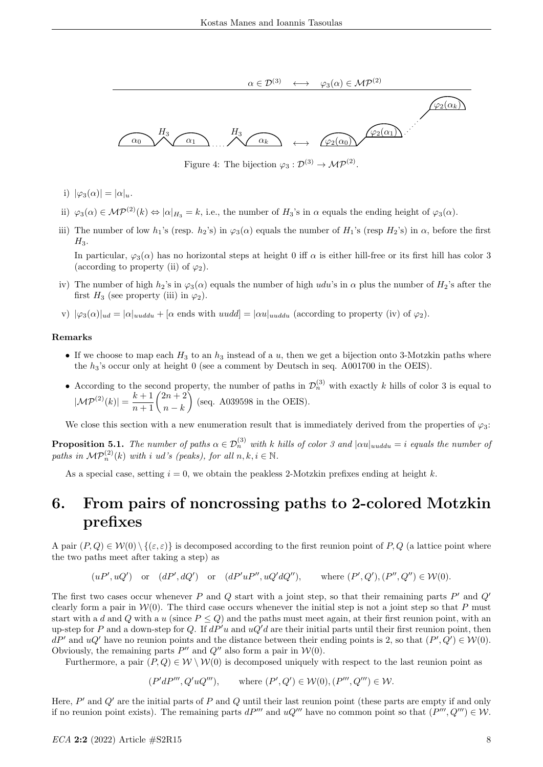Figure 4: The bijection $\varphi_3 : \mathcal{D}^{(3)} \to \mathcal{MP}^{(2)}$.

i) $|\varphi_3(\alpha)| = |\alpha|_u$.

ii) $\varphi_3(\alpha) \in \mathcal{MP}^{(2)}(k) \Leftrightarrow |\alpha|_{H_3} = k$, i.e., the number of $H_3$'s in $\alpha$ equals the ending height of $\varphi_3(\alpha)$.

iii) The number of low $h_1$'s (resp. $h_2$'s) in $\varphi_3(\alpha)$ equals the number of $H_1$'s (resp $H_2$'s) in $\alpha$, before the first $H_3$.

In particular, $\varphi_3(\alpha)$ has no horizontal steps at height 0 iff $\alpha$ is either hill-free or its first hill has color 3 (according to property (ii) of $\varphi_2$).

iv) The number of high $h_2$'s in $\varphi_3(\alpha)$ equals the number of high $udu$'s in $\alpha$ plus the number of $H_2$'s after the first $H_3$ (see property (iii) in $\varphi_2$).

v) $|\varphi_3(\alpha)|_{ud} = |\alpha|_{uuddu} + [\alpha \text{ ends with } uudd] = |\alpha u|_{uuddu}$ (according to property (iv) of $\varphi_2$).

#### Remarks

- If we choose to map each $H_3$ to an $h_3$ instead of a $u$, then we get a bijection onto 3-Motzkin paths where the $h_3$'s occur only at height 0 (see a comment by Deutsch in seq. A001700 in the OEIS).
- According to the second property, the number of paths in $\mathcal{D}_n^{(3)}$ with exactly $k$ hills of color 3 is equal to $|\mathcal{MP}^{(2)}(k)| = \dfrac{k+1}{n+1}\dbinom{2n+2}{n-k}$ (seq. A039598 in the OEIS).

We close this section with a new enumeration result that is immediately derived from the properties of $\varphi_3$:

**Proposition 5.1.** *The number of paths $\alpha \in \mathcal{D}_n^{(3)}$ with $k$ hills of color 3 and $|\alpha u|_{uuddu} = i$ equals the number of paths in $\mathcal{MP}_n^{(2)}(k)$ with $i$ ud's (peaks), for all $n, k, i \in \mathbb{N}$.*

As a special case, setting $i = 0$, we obtain the peakless 2-Motzkin prefixes ending at height $k$.

# 6. From pairs of noncrossing paths to 2-colored Motzkin prefixes

A pair $(P, Q) \in \mathcal{W}(0) \setminus \{(\varepsilon, \varepsilon)\}$ is decomposed according to the first reunion point of $P, Q$ (a lattice point where the two paths meet after taking a step) as

$$(uP', uQ') \quad \text{or} \quad (dP', dQ') \quad \text{or} \quad (dP'uP'', uQ'dQ''), \qquad \text{where } (P', Q'), (P'', Q'') \in \mathcal{W}(0).$$

The first two cases occur whenever $P$ and $Q$ start with a joint step, so that their remaining parts $P'$ and $Q'$ clearly form a pair in $\mathcal{W}(0)$. The third case occurs whenever the initial step is not a joint step so that $P$ must start with a $d$ and $Q$ with a $u$ (since $P \leq Q$) and the paths must meet again, at their first reunion point, with an up-step for $P$ and a down-step for $Q$. If $dP'u$ and $uQ'd$ are their initial parts until their first reunion point, then $dP'$ and $uQ'$ have no reunion points and the distance between their ending points is 2, so that $(P', Q') \in \mathcal{W}(0)$. Obviously, the remaining parts $P''$ and $Q''$ also form a pair in $\mathcal{W}(0)$.

Furthermore, a pair $(P, Q) \in \mathcal{W} \setminus \mathcal{W}(0)$ is decomposed uniquely with respect to the last reunion point as

$$(P'dP''', Q'uQ'''), \qquad \text{where } (P', Q') \in \mathcal{W}(0), (P''', Q''') \in \mathcal{W}.$$

Here, $P'$ and $Q'$ are the initial parts of $P$ and $Q$ until their last reunion point (these parts are empty if and only if no reunion point exists). The remaining parts $dP'''$ and $uQ'''$ have no common point so that $(P''', Q''') \in \mathcal{W}$.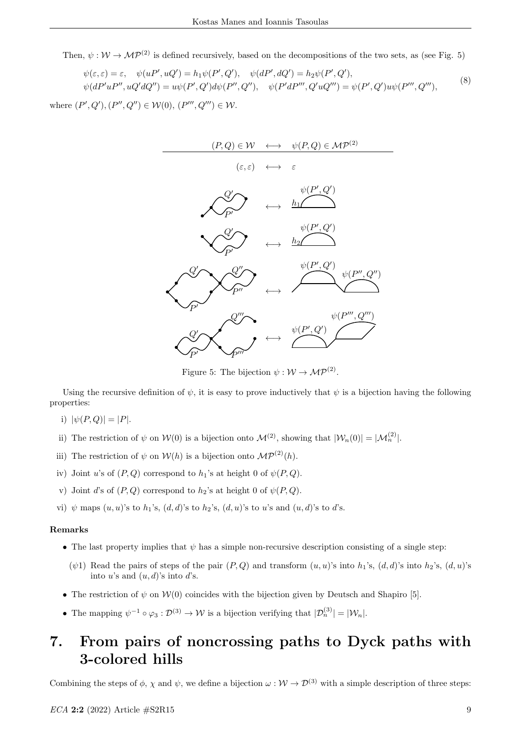Then, $\psi : \mathcal{W} \to \mathcal{MP}^{(2)}$ is defined recursively, based on the decompositions of the two sets, as (see Fig. 5)

$$
\begin{aligned}
&\psi(\varepsilon,\varepsilon) = \varepsilon, \quad \psi(uP', uQ') = h_1\psi(P',Q'), \quad \psi(dP', dQ') = h_2\psi(P',Q'), \\
&\psi(dP'uP'', uQ'dQ'') = u\psi(P',Q')d\psi(P'',Q''), \quad \psi(P'dP''', Q'uQ''') = \psi(P',Q')u\psi(P''',Q'''),
\end{aligned}
\tag{8}
$$

where $(P',Q'), (P'',Q'') \in \mathcal{W}(0)$, $(P''',Q''') \in \mathcal{W}$.

Figure 5: The bijection $\psi : \mathcal{W} \to \mathcal{MP}^{(2)}$.

Using the recursive definition of $\psi$, it is easy to prove inductively that $\psi$ is a bijection having the following properties:

i) $|\psi(P,Q)| = |P|$.

ii) The restriction of $\psi$ on $\mathcal{W}(0)$ is a bijection onto $\mathcal{M}^{(2)}$, showing that $|\mathcal{W}_n(0)| = |\mathcal{M}_n^{(2)}|$.

iii) The restriction of $\psi$ on $\mathcal{W}(h)$ is a bijection onto $\mathcal{MP}^{(2)}(h)$.

iv) Joint $u$'s of $(P,Q)$ correspond to $h_1$'s at height 0 of $\psi(P,Q)$.

v) Joint $d$'s of $(P,Q)$ correspond to $h_2$'s at height 0 of $\psi(P,Q)$.

vi) $\psi$ maps $(u,u)$'s to $h_1$'s, $(d,d)$'s to $h_2$'s, $(d,u)$'s to $u$'s and $(u,d)$'s to $d$'s.

**Remarks**

- The last property implies that $\psi$ has a simple non-recursive description consisting of a single step:
  - ($\psi$1) Read the pairs of steps of the pair $(P,Q)$ and transform $(u,u)$'s into $h_1$'s, $(d,d)$'s into $h_2$'s, $(d,u)$'s into $u$'s and $(u,d)$'s into $d$'s.
- The restriction of $\psi$ on $\mathcal{W}(0)$ coincides with the bijection given by Deutsch and Shapiro [5].
- The mapping $\psi^{-1} \circ \varphi_3 : \mathcal{D}^{(3)} \to \mathcal{W}$ is a bijection verifying that $|\mathcal{D}_n^{(3)}| = |\mathcal{W}_n|$.

# 7. From pairs of noncrossing paths to Dyck paths with 3-colored hills

Combining the steps of $\phi$, $\chi$ and $\psi$, we define a bijection $\omega : \mathcal{W} \to \mathcal{D}^{(3)}$ with a simple description of three steps: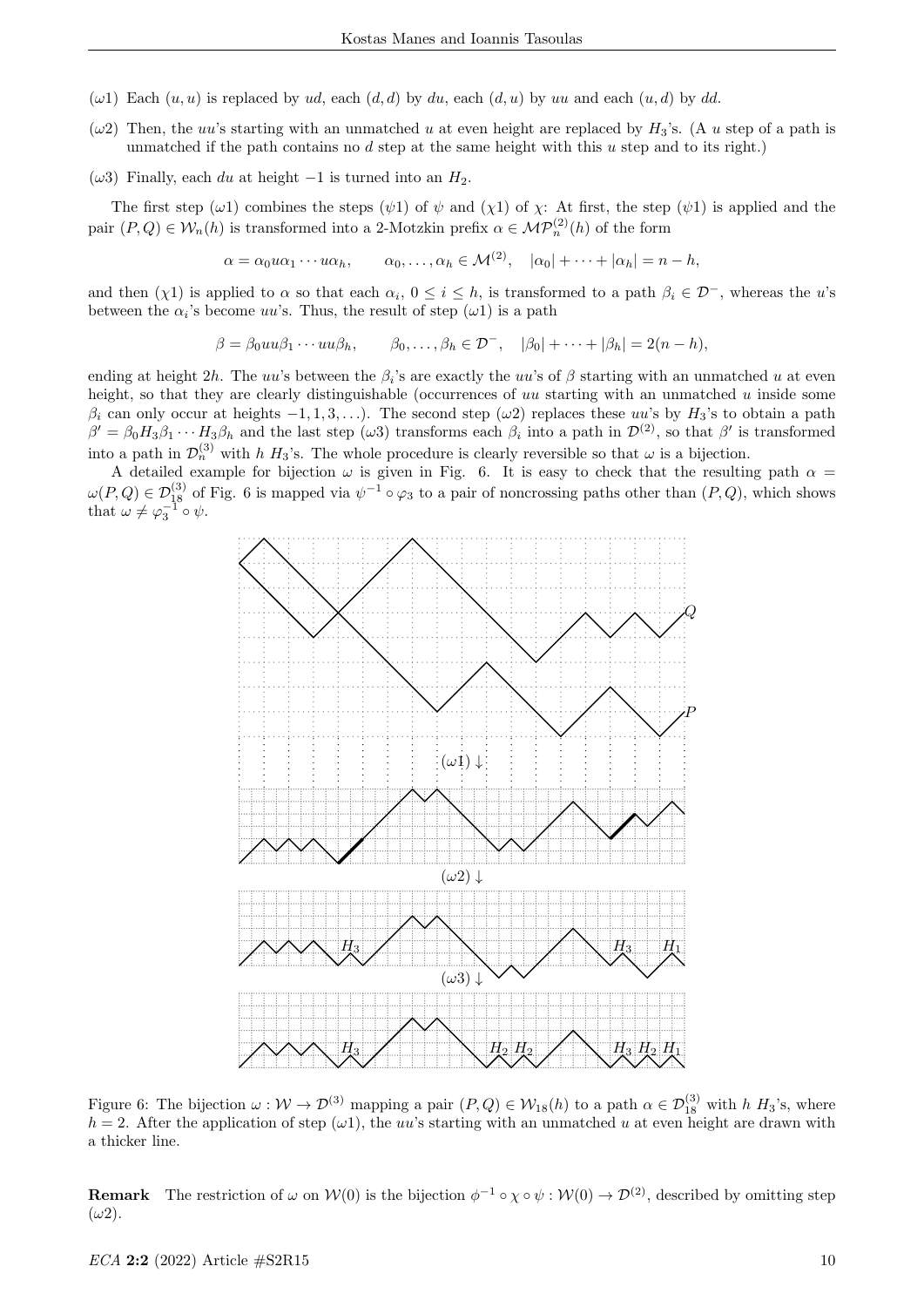($\omega$1) Each $(u, u)$ is replaced by $ud$, each $(d, d)$ by $du$, each $(d, u)$ by $uu$ and each $(u, d)$ by $dd$.

($\omega$2) Then, the $uu$'s starting with an unmatched $u$ at even height are replaced by $H_3$'s. (A $u$ step of a path is unmatched if the path contains no $d$ step at the same height with this $u$ step and to its right.)

($\omega$3) Finally, each $du$ at height $-1$ is turned into an $H_2$.

The first step ($\omega$1) combines the steps ($\psi$1) of $\psi$ and ($\chi$1) of $\chi$: At first, the step ($\psi$1) is applied and the pair $(P, Q) \in \mathcal{W}_n(h)$ is transformed into a 2-Motzkin prefix $\alpha \in \mathcal{MP}_n^{(2)}(h)$ of the form

$$\alpha = \alpha_0 u \alpha_1 \cdots u \alpha_h, \qquad \alpha_0, \ldots, \alpha_h \in \mathcal{M}^{(2)}, \quad |\alpha_0| + \cdots + |\alpha_h| = n - h,$$

and then ($\chi$1) is applied to $\alpha$ so that each $\alpha_i$, $0 \leq i \leq h$, is transformed to a path $\beta_i \in \mathcal{D}^-$, whereas the $u$'s between the $\alpha_i$'s become $uu$'s. Thus, the result of step ($\omega$1) is a path

$$\beta = \beta_0 uu \beta_1 \cdots uu \beta_h, \qquad \beta_0, \ldots, \beta_h \in \mathcal{D}^-, \quad |\beta_0| + \cdots + |\beta_h| = 2(n - h),$$

ending at height $2h$. The $uu$'s between the $\beta_i$'s are exactly the $uu$'s of $\beta$ starting with an unmatched $u$ at even height, so that they are clearly distinguishable (occurrences of $uu$ starting with an unmatched $u$ inside some $\beta_i$ can only occur at heights $-1, 1, 3, \ldots$). The second step ($\omega$2) replaces these $uu$'s by $H_3$'s to obtain a path $\beta' = \beta_0 H_3 \beta_1 \cdots H_3 \beta_h$ and the last step ($\omega$3) transforms each $\beta_i$ into a path in $\mathcal{D}^{(2)}$, so that $\beta'$ is transformed into a path in $\mathcal{D}_n^{(3)}$ with $h$ $H_3$'s. The whole procedure is clearly reversible so that $\omega$ is a bijection.

A detailed example for bijection $\omega$ is given in Fig. 6. It is easy to check that the resulting path $\alpha = \omega(P, Q) \in \mathcal{D}_{18}^{(3)}$ of Fig. 6 is mapped via $\psi^{-1} \circ \varphi_3$ to a pair of noncrossing paths other than $(P, Q)$, which shows that $\omega \neq \varphi_3^{-1} \circ \psi$.

Figure 6: The bijection $\omega : \mathcal{W} \to \mathcal{D}^{(3)}$ mapping a pair $(P, Q) \in \mathcal{W}_{18}(h)$ to a path $\alpha \in \mathcal{D}_{18}^{(3)}$ with $h$ $H_3$'s, where $h = 2$. After the application of step ($\omega$1), the $uu$'s starting with an unmatched $u$ at even height are drawn with a thicker line.

**Remark** The restriction of $\omega$ on $\mathcal{W}(0)$ is the bijection $\phi^{-1} \circ \chi \circ \psi : \mathcal{W}(0) \to \mathcal{D}^{(2)}$, described by omitting step ($\omega$2).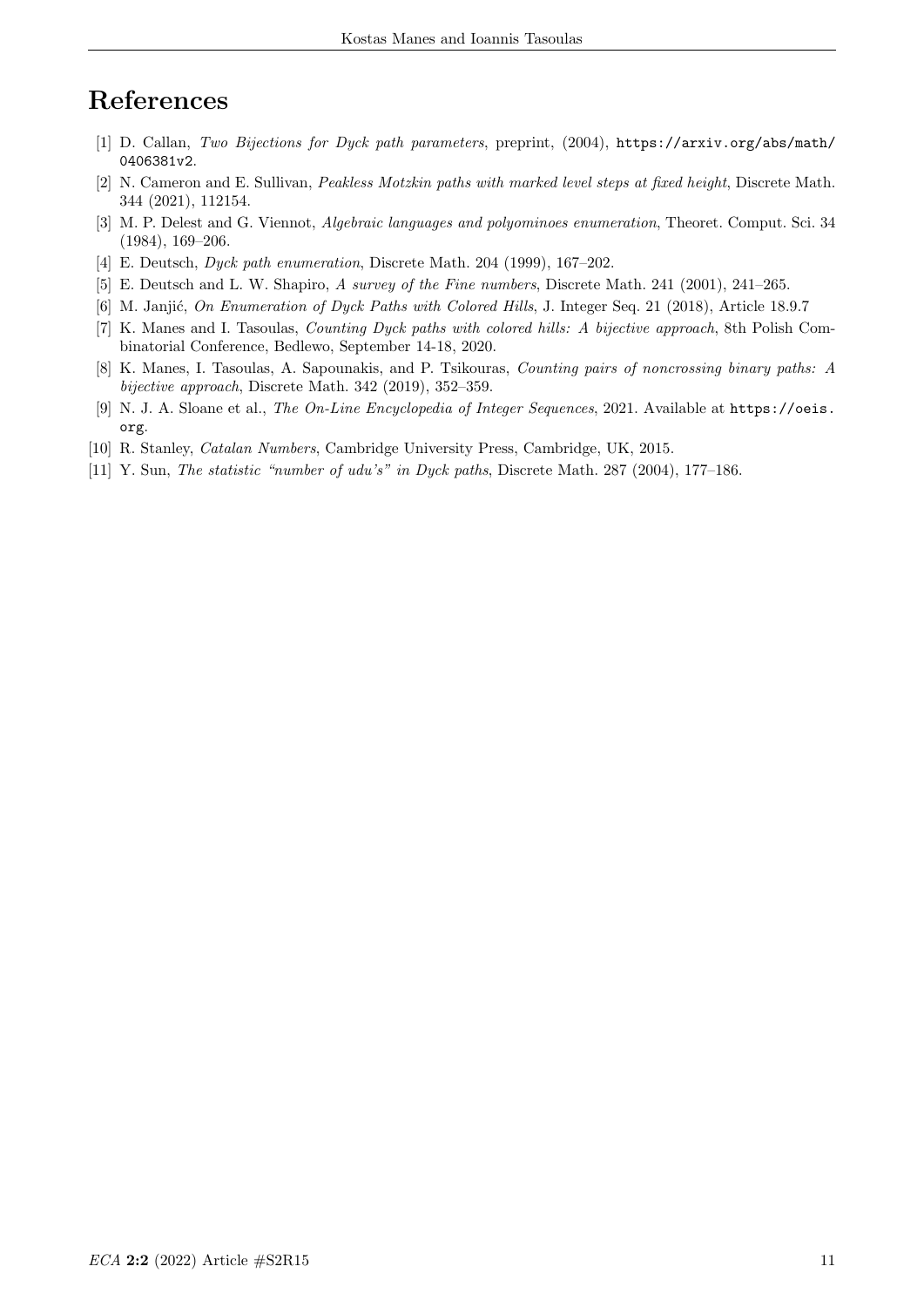# References

[1] D. Callan, *Two Bijections for Dyck path parameters*, preprint, (2004), https://arxiv.org/abs/math/0406381v2.

[2] N. Cameron and E. Sullivan, *Peakless Motzkin paths with marked level steps at fixed height*, Discrete Math. 344 (2021), 112154.

[3] M. P. Delest and G. Viennot, *Algebraic languages and polyominoes enumeration*, Theoret. Comput. Sci. 34 (1984), 169–206.

[4] E. Deutsch, *Dyck path enumeration*, Discrete Math. 204 (1999), 167–202.

[5] E. Deutsch and L. W. Shapiro, *A survey of the Fine numbers*, Discrete Math. 241 (2001), 241–265.

[6] M. Janjić, *On Enumeration of Dyck Paths with Colored Hills*, J. Integer Seq. 21 (2018), Article 18.9.7

[7] K. Manes and I. Tasoulas, *Counting Dyck paths with colored hills: A bijective approach*, 8th Polish Combinatorial Conference, Bedlewo, September 14-18, 2020.

[8] K. Manes, I. Tasoulas, A. Sapounakis, and P. Tsikouras, *Counting pairs of noncrossing binary paths: A bijective approach*, Discrete Math. 342 (2019), 352–359.

[9] N. J. A. Sloane et al., *The On-Line Encyclopedia of Integer Sequences*, 2021. Available at https://oeis.org.

[10] R. Stanley, *Catalan Numbers*, Cambridge University Press, Cambridge, UK, 2015.

[11] Y. Sun, *The statistic "number of udu's" in Dyck paths*, Discrete Math. 287 (2004), 177–186.